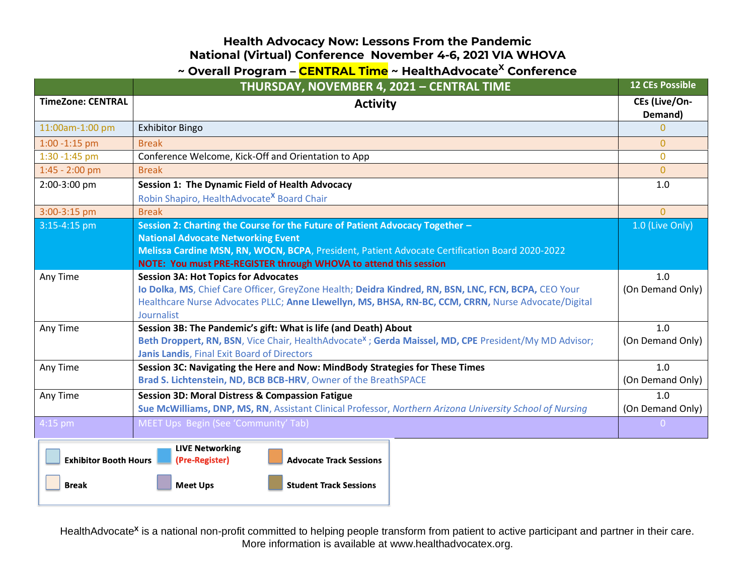# Health Advocacy Now: Lessons From the Pandemic

## National (Virtual) Conference November 4-6, 2021 VIA WHOVA

## ~ Overall Program – CENTRAL Time ~ HealthAdvocate$^X$ Conference

| | THURSDAY, NOVEMBER 4, 2021 – CENTRAL TIME | 12 CEs Possible |
|---|---|---|
| **TimeZone: CENTRAL** | **Activity** | **CEs (Live/On-Demand)** |
| 11:00am-1:00 pm | Exhibitor Bingo | 0 |
| 1:00 -1:15 pm | Break | 0 |
| 1:30 -1:45 pm | Conference Welcome, Kick-Off and Orientation to App | 0 |
| 1:45 - 2:00 pm | Break | 0 |
| 2:00-3:00 pm | **Session 1: The Dynamic Field of Health Advocacy**<br>Robin Shapiro, HealthAdvocate$^X$ Board Chair | 1.0 |
| 3:00-3:15 pm | Break | 0 |
| 3:15-4:15 pm | **Session 2: Charting the Course for the Future of Patient Advocacy Together – National Advocate Networking Event**<br>**Melissa Cardine MSN, RN, WOCN, BCPA**, President, Patient Advocate Certification Board 2020-2022<br>**NOTE: You must PRE-REGISTER through WHOVA to attend this session** | 1.0 (Live Only) |
| Any Time | **Session 3A: Hot Topics for Advocates**<br>**Io Dolka**, **MS**, Chief Care Officer, GreyZone Health; **Deidra Kindred, RN, BSN, LNC, FCN, BCPA,** CEO Your Healthcare Nurse Advocates PLLC; **Anne Llewellyn, MS, BHSA, RN-BC, CCM, CRRN,** Nurse Advocate/Digital Journalist | 1.0 (On Demand Only) |
| Any Time | **Session 3B: The Pandemic's gift: What is life (and Death) About**<br>**Beth Droppert, RN, BSN**, Vice Chair, HealthAdvocate$^x$ ; **Gerda Maissel, MD, CPE** President/My MD Advisor; **Janis Landis**, Final Exit Board of Directors | 1.0 (On Demand Only) |
| Any Time | **Session 3C: Navigating the Here and Now: MindBody Strategies for These Times**<br>**Brad S. Lichtenstein, ND, BCB BCB-HRV**, Owner of the BreathSPACE | 1.0 (On Demand Only) |
| Any Time | **Session 3D: Moral Distress & Compassion Fatigue**<br>**Sue McWilliams, DNP, MS, RN**, Assistant Clinical Professor, *Northern Arizona University School of Nursing* | 1.0 (On Demand Only) |
| 4:15 pm | MEET Ups Begin (See 'Community' Tab) | 0 |

**Legend:**

- **Exhibitor Booth Hours**
- **LIVE Networking (Pre-Register)**
- **Advocate Track Sessions**
- **Break**
- **Meet Ups**
- **Student Track Sessions**

HealthAdvocate$^X$ is a national non-profit committed to helping people transform from patient to active participant and partner in their care. More information is available at www.healthadvocatex.org.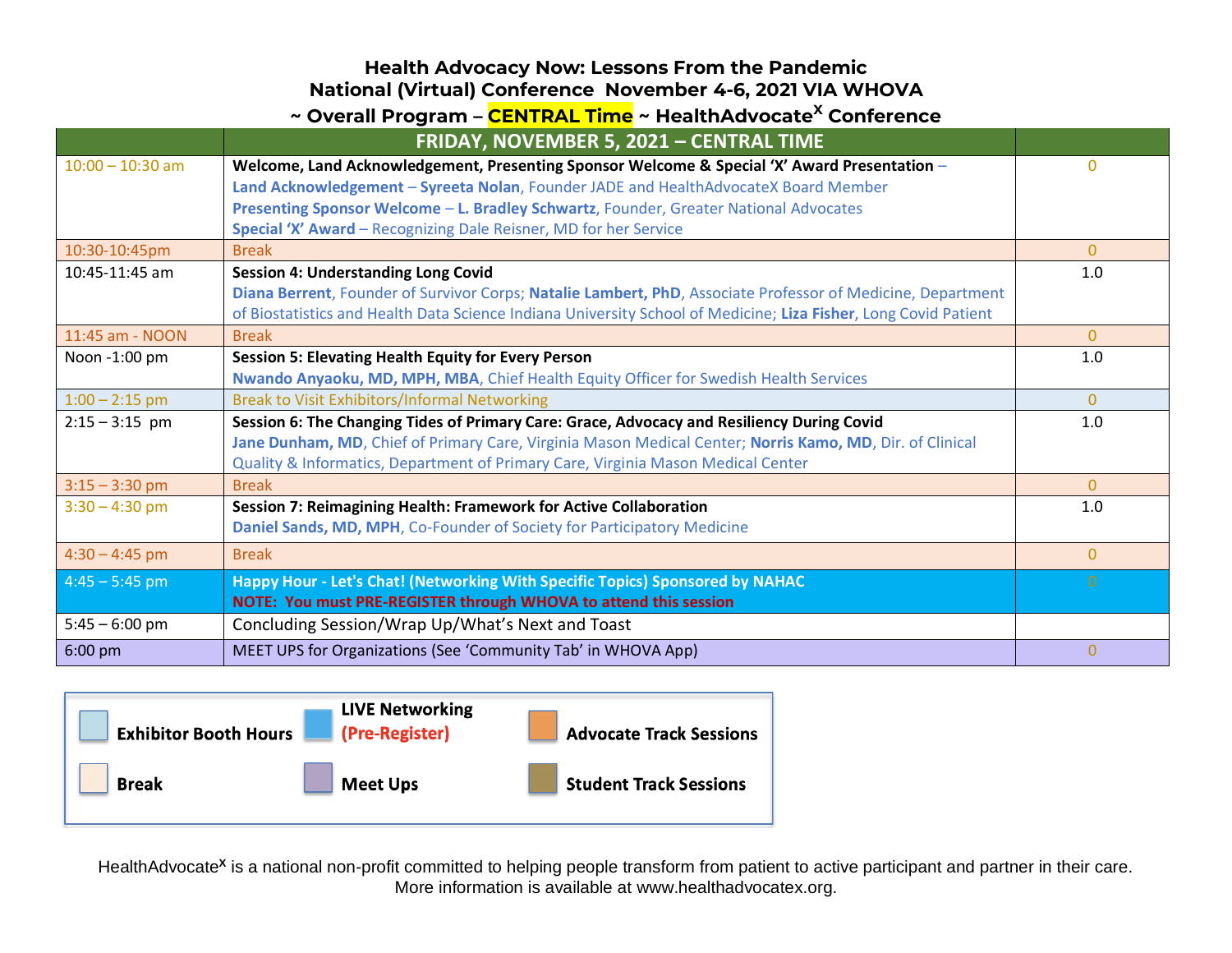**Health Advocacy Now: Lessons From the Pandemic**
**National (Virtual) Conference November 4-6, 2021 VIA WHOVA**
**~ Overall Program – CENTRAL Time ~ HealthAdvocate$^{X}$ Conference**

| | FRIDAY, NOVEMBER 5, 2021 – CENTRAL TIME | |
|---|---|---|
| 10:00 – 10:30 am | **Welcome, Land Acknowledgement, Presenting Sponsor Welcome & Special 'X' Award Presentation** – **Land Acknowledgement** – **Syreeta Nolan**, Founder JADE and HealthAdvocateX Board Member **Presenting Sponsor Welcome** – **L. Bradley Schwartz**, Founder, Greater National Advocates **Special 'X' Award** – Recognizing Dale Reisner, MD for her Service | 0 |
| 10:30-10:45pm | Break | 0 |
| 10:45-11:45 am | **Session 4: Understanding Long Covid** **Diana Berrent**, Founder of Survivor Corps; **Natalie Lambert, PhD**, Associate Professor of Medicine, Department of Biostatistics and Health Data Science Indiana University School of Medicine; **Liza Fisher**, Long Covid Patient | 1.0 |
| 11:45 am - NOON | Break | 0 |
| Noon -1:00 pm | **Session 5: Elevating Health Equity for Every Person** **Nwando Anyaoku, MD, MPH, MBA**, Chief Health Equity Officer for Swedish Health Services | 1.0 |
| 1:00 – 2:15 pm | Break to Visit Exhibitors/Informal Networking | 0 |
| 2:15 – 3:15 pm | **Session 6: The Changing Tides of Primary Care: Grace, Advocacy and Resiliency During Covid** **Jane Dunham, MD**, Chief of Primary Care, Virginia Mason Medical Center; **Norris Kamo, MD**, Dir. of Clinical Quality & Informatics, Department of Primary Care, Virginia Mason Medical Center | 1.0 |
| 3:15 – 3:30 pm | Break | 0 |
| 3:30 – 4:30 pm | **Session 7: Reimagining Health: Framework for Active Collaboration** **Daniel Sands, MD, MPH**, Co-Founder of Society for Participatory Medicine | 1.0 |
| 4:30 – 4:45 pm | Break | 0 |
| 4:45 – 5:45 pm | **Happy Hour - Let's Chat! (Networking With Specific Topics) Sponsored by NAHAC** **NOTE: You must PRE-REGISTER through WHOVA to attend this session** | 0 |
| 5:45 – 6:00 pm | Concluding Session/Wrap Up/What's Next and Toast | |
| 6:00 pm | MEET UPS for Organizations (See 'Community Tab' in WHOVA App) | 0 |

| | | |
|---|---|---|
| **Exhibitor Booth Hours** | **LIVE Networking (Pre-Register)** | **Advocate Track Sessions** |
| **Break** | **Meet Ups** | **Student Track Sessions** |

HealthAdvocate$^{X}$ is a national non-profit committed to helping people transform from patient to active participant and partner in their care. More information is available at www.healthadvocatex.org.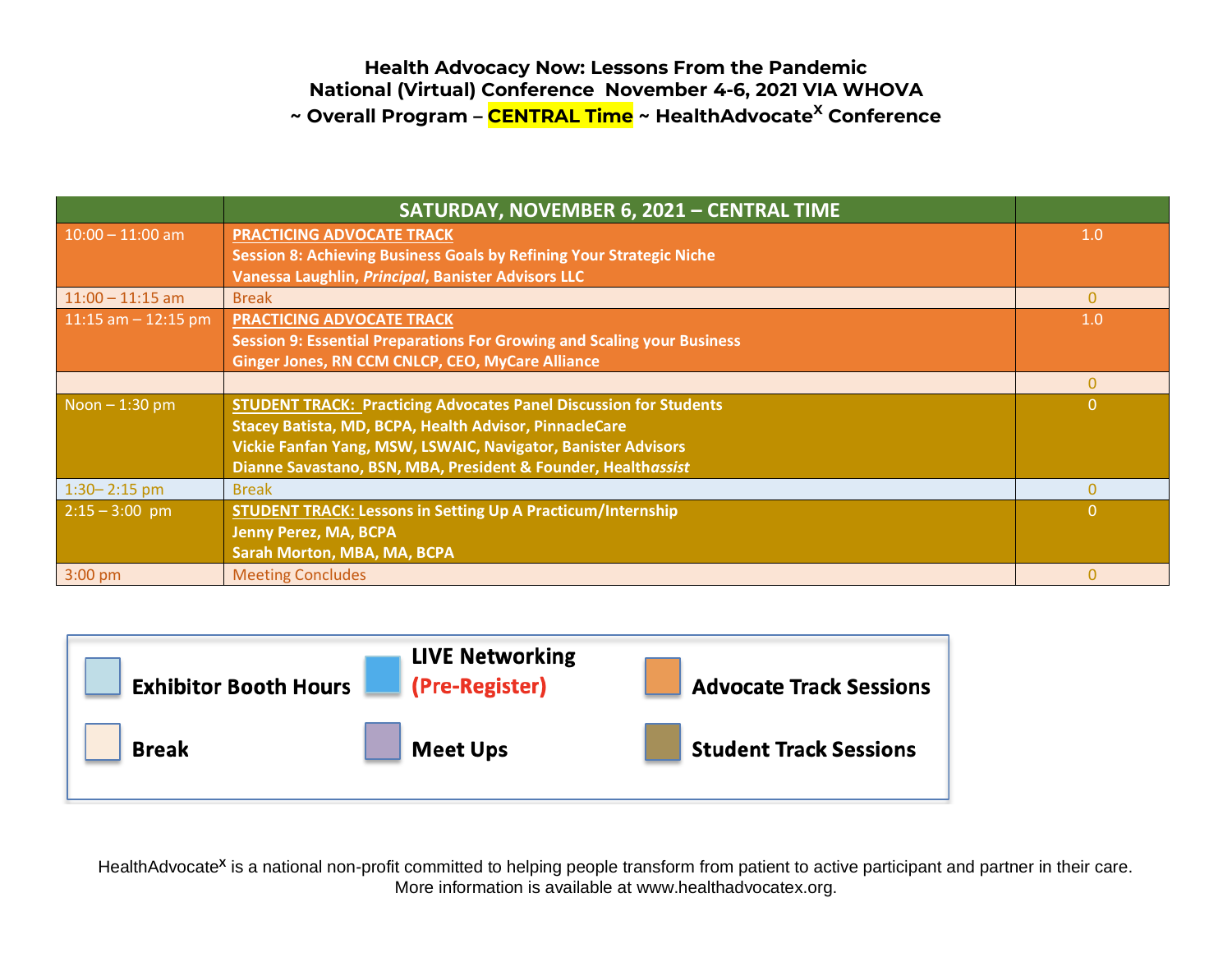**Health Advocacy Now: Lessons From the Pandemic**
**National (Virtual) Conference November 4-6, 2021 VIA WHOVA**
**~ Overall Program – CENTRAL Time ~ HealthAdvocate[X] Conference**

| | SATURDAY, NOVEMBER 6, 2021 – CENTRAL TIME | |
|---|---|---|
| 10:00 – 11:00 am | **PRACTICING ADVOCATE TRACK**<br>**Session 8: Achieving Business Goals by Refining Your Strategic Niche**<br>**Vanessa Laughlin, *Principal*, Banister Advisors LLC** | 1.0 |
| 11:00 – 11:15 am | Break | 0 |
| 11:15 am – 12:15 pm | **PRACTICING ADVOCATE TRACK**<br>**Session 9: Essential Preparations For Growing and Scaling your Business**<br>**Ginger Jones, RN CCM CNLCP, CEO, MyCare Alliance** | 1.0 |
| | | 0 |
| Noon – 1:30 pm | **STUDENT TRACK: Practicing Advocates Panel Discussion for Students**<br>**Stacey Batista, MD, BCPA, Health Advisor, PinnacleCare**<br>**Vickie Fanfan Yang, MSW, LSWAIC, Navigator, Banister Advisors**<br>**Dianne Savastano, BSN, MBA, President & Founder, Health*assist*** | 0 |
| 1:30– 2:15 pm | Break | 0 |
| 2:15 – 3:00 pm | **STUDENT TRACK: Lessons in Setting Up A Practicum/Internship**<br>**Jenny Perez, MA, BCPA**<br>**Sarah Morton, MBA, MA, BCPA** | 0 |
| 3:00 pm | Meeting Concludes | 0 |

**Exhibitor Booth Hours** | **LIVE Networking (Pre-Register)** | **Advocate Track Sessions** | **Break** | **Meet Ups** | **Student Track Sessions**

HealthAdvocate[X] is a national non-profit committed to helping people transform from patient to active participant and partner in their care. More information is available at www.healthadvocatex.org.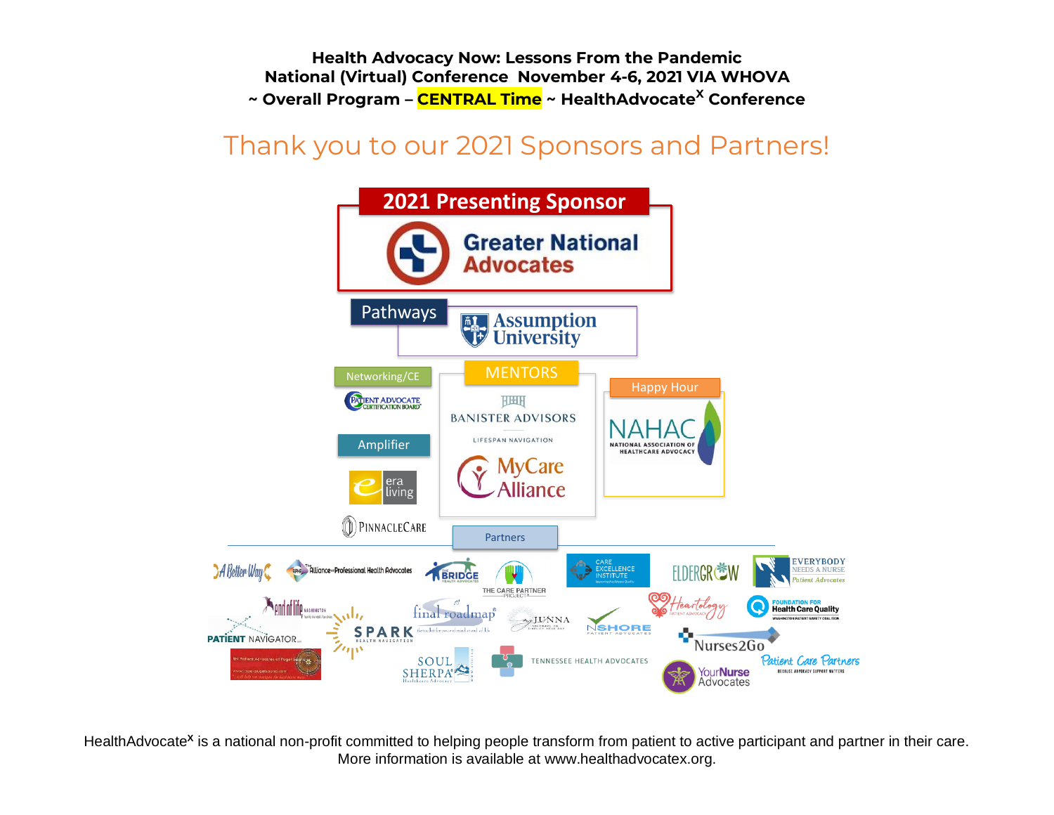**Health Advocacy Now: Lessons From the Pandemic**
**National (Virtual) Conference November 4-6, 2021 VIA WHOVA**
**~ Overall Program – CENTRAL Time ~ HealthAdvocate$^{X}$ Conference**

## Thank you to our 2021 Sponsors and Partners!

**2021 Presenting Sponsor**

Greater National Advocates

**Pathways**

Assumption University

**Networking/CE**

Patient Advocate Certification Board

**Amplifier**

era living

PinnacleCare

**MENTORS**

Banister Advisors

Lifespan Navigation

MyCare Alliance

**Happy Hour**

NAHAC National Association of Healthcare Advocacy

**Partners**

A Better Way

Alliance of Professional Health Advocates

The Bridge Health Advocates

The Care Partner Project

Care Excellence Institute

ElderGrow

Everybody Needs a Nurse Patient Advocates

End of Life Washington

Patient Navigator

Spark Health Navigation

final roadmap

Junna

NShore Patient Advocates

Heartology Patient Advocacy

Foundation for Health Care Quality

Nurses2Go

The Patient Advocates of Puget Sound

Soul Sherpa Healthcare Advocacy

Tennessee Health Advocates

YourNurse Advocates

Patient Care Partners

HealthAdvocate$^{X}$ is a national non-profit committed to helping people transform from patient to active participant and partner in their care.
More information is available at www.healthadvocatex.org.